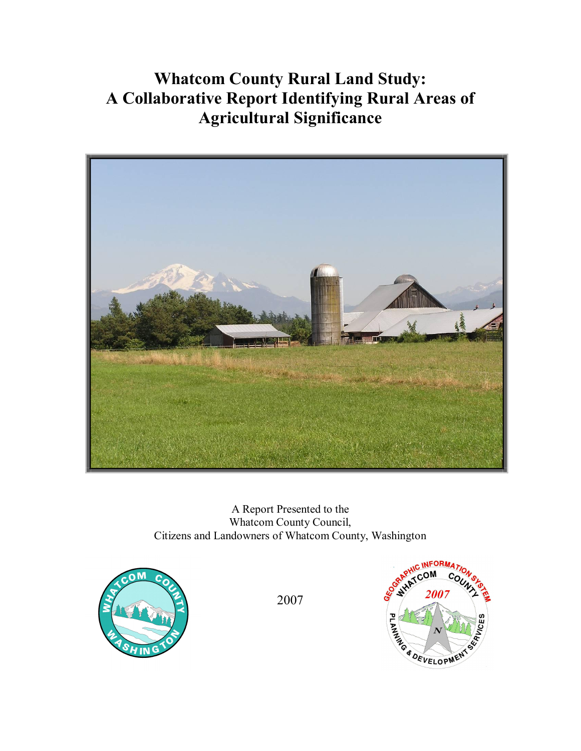# Whatcom County Rural Land Study: A Collaborative Report Identifying Rural Areas of Agricultural Significance

A Report Presented to the
Whatcom County Council,
Citizens and Landowners of Whatcom County, Washington

2007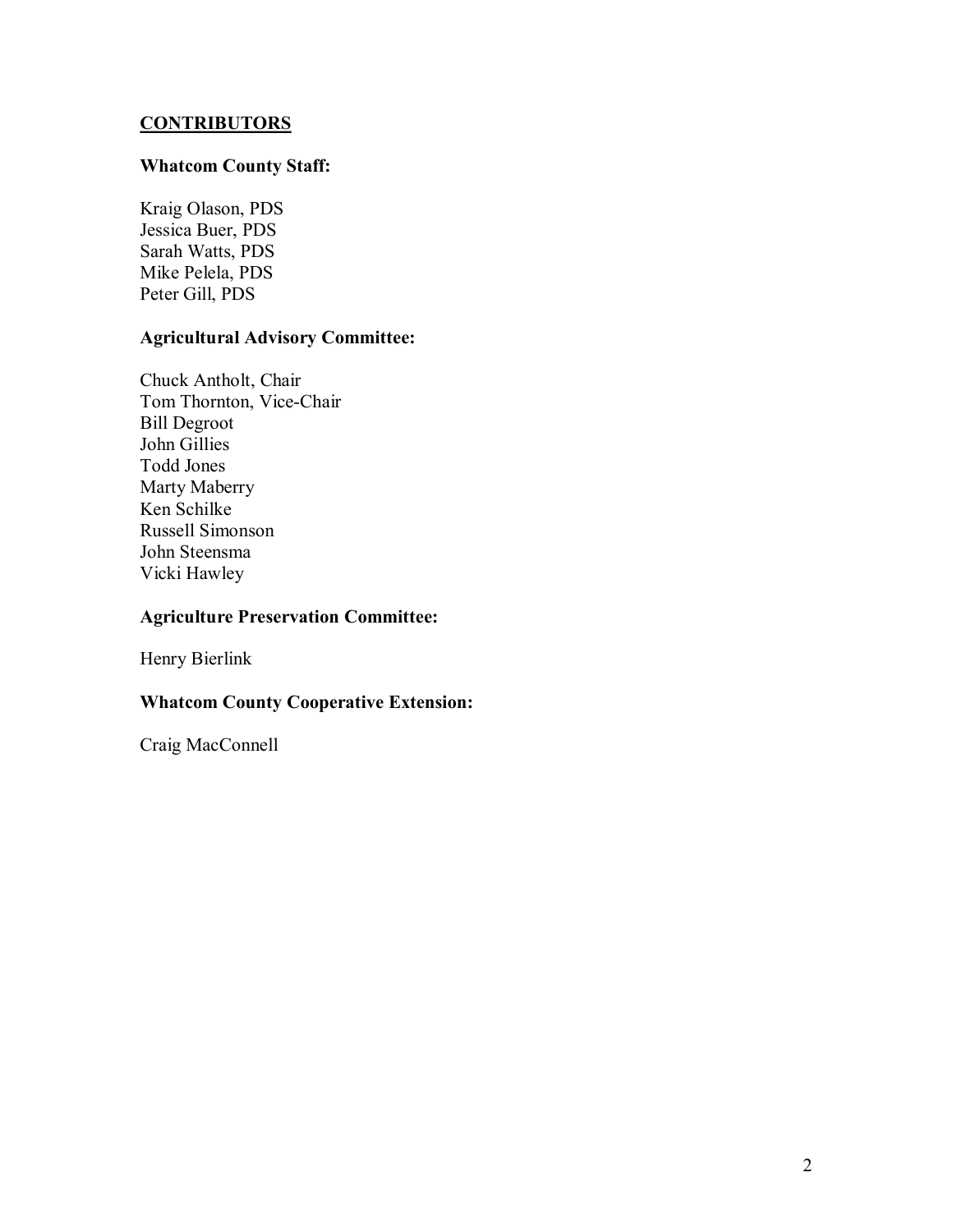## CONTRIBUTORS

**Whatcom County Staff:**

Kraig Olason, PDS
Jessica Buer, PDS
Sarah Watts, PDS
Mike Pelela, PDS
Peter Gill, PDS

**Agricultural Advisory Committee:**

Chuck Antholt, Chair
Tom Thornton, Vice-Chair
Bill Degroot
John Gillies
Todd Jones
Marty Maberry
Ken Schilke
Russell Simonson
John Steensma
Vicki Hawley

**Agriculture Preservation Committee:**

Henry Bierlink

**Whatcom County Cooperative Extension:**

Craig MacConnell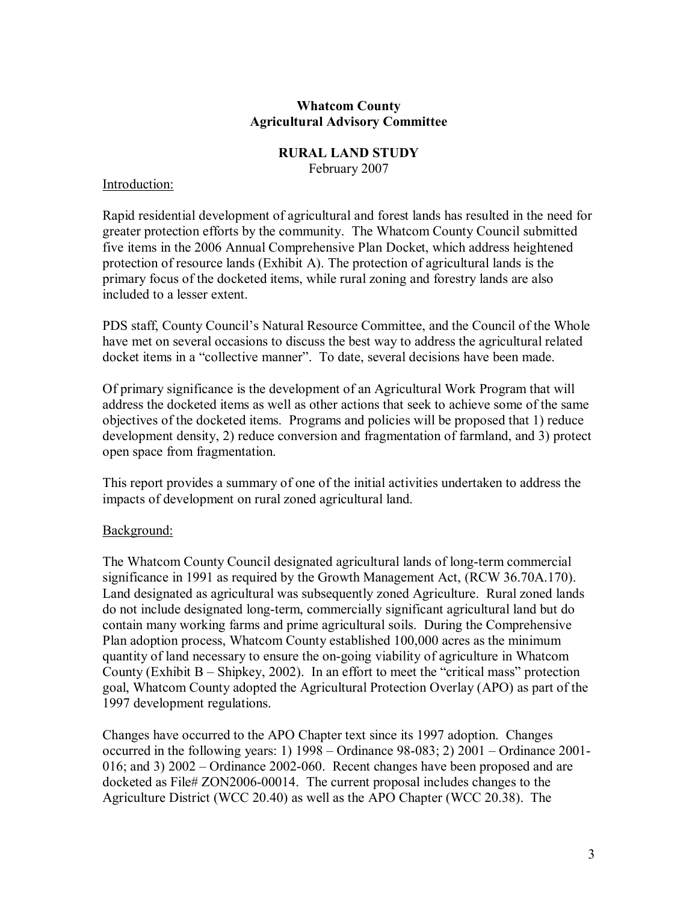**Whatcom County**
**Agricultural Advisory Committee**

**RURAL LAND STUDY**
February 2007

Introduction:

Rapid residential development of agricultural and forest lands has resulted in the need for greater protection efforts by the community. The Whatcom County Council submitted five items in the 2006 Annual Comprehensive Plan Docket, which address heightened protection of resource lands (Exhibit A). The protection of agricultural lands is the primary focus of the docketed items, while rural zoning and forestry lands are also included to a lesser extent.

PDS staff, County Council's Natural Resource Committee, and the Council of the Whole have met on several occasions to discuss the best way to address the agricultural related docket items in a "collective manner". To date, several decisions have been made.

Of primary significance is the development of an Agricultural Work Program that will address the docketed items as well as other actions that seek to achieve some of the same objectives of the docketed items. Programs and policies will be proposed that 1) reduce development density, 2) reduce conversion and fragmentation of farmland, and 3) protect open space from fragmentation.

This report provides a summary of one of the initial activities undertaken to address the impacts of development on rural zoned agricultural land.

Background:

The Whatcom County Council designated agricultural lands of long-term commercial significance in 1991 as required by the Growth Management Act, (RCW 36.70A.170). Land designated as agricultural was subsequently zoned Agriculture. Rural zoned lands do not include designated long-term, commercially significant agricultural land but do contain many working farms and prime agricultural soils. During the Comprehensive Plan adoption process, Whatcom County established 100,000 acres as the minimum quantity of land necessary to ensure the on-going viability of agriculture in Whatcom County (Exhibit B – Shipkey, 2002). In an effort to meet the "critical mass" protection goal, Whatcom County adopted the Agricultural Protection Overlay (APO) as part of the 1997 development regulations.

Changes have occurred to the APO Chapter text since its 1997 adoption. Changes occurred in the following years: 1) 1998 – Ordinance 98-083; 2) 2001 – Ordinance 2001-016; and 3) 2002 – Ordinance 2002-060. Recent changes have been proposed and are docketed as File# ZON2006-00014. The current proposal includes changes to the Agriculture District (WCC 20.40) as well as the APO Chapter (WCC 20.38). The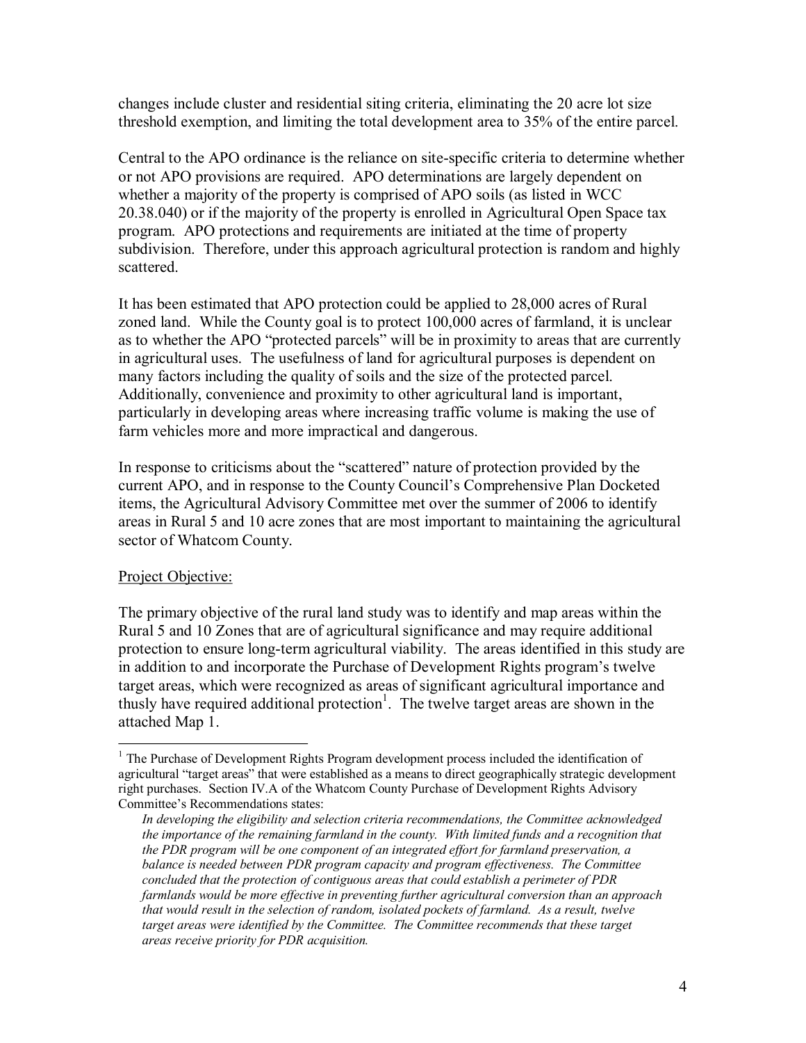changes include cluster and residential siting criteria, eliminating the 20 acre lot size threshold exemption, and limiting the total development area to 35% of the entire parcel.

Central to the APO ordinance is the reliance on site-specific criteria to determine whether or not APO provisions are required. APO determinations are largely dependent on whether a majority of the property is comprised of APO soils (as listed in WCC 20.38.040) or if the majority of the property is enrolled in Agricultural Open Space tax program. APO protections and requirements are initiated at the time of property subdivision. Therefore, under this approach agricultural protection is random and highly scattered.

It has been estimated that APO protection could be applied to 28,000 acres of Rural zoned land. While the County goal is to protect 100,000 acres of farmland, it is unclear as to whether the APO "protected parcels" will be in proximity to areas that are currently in agricultural uses. The usefulness of land for agricultural purposes is dependent on many factors including the quality of soils and the size of the protected parcel. Additionally, convenience and proximity to other agricultural land is important, particularly in developing areas where increasing traffic volume is making the use of farm vehicles more and more impractical and dangerous.

In response to criticisms about the "scattered" nature of protection provided by the current APO, and in response to the County Council's Comprehensive Plan Docketed items, the Agricultural Advisory Committee met over the summer of 2006 to identify areas in Rural 5 and 10 acre zones that are most important to maintaining the agricultural sector of Whatcom County.

<u>Project Objective:</u>

The primary objective of the rural land study was to identify and map areas within the Rural 5 and 10 Zones that are of agricultural significance and may require additional protection to ensure long-term agricultural viability. The areas identified in this study are in addition to and incorporate the Purchase of Development Rights program's twelve target areas, which were recognized as areas of significant agricultural importance and thusly have required additional protection[1]. The twelve target areas are shown in the attached Map 1.

---

[1] The Purchase of Development Rights Program development process included the identification of agricultural "target areas" that were established as a means to direct geographically strategic development right purchases. Section IV.A of the Whatcom County Purchase of Development Rights Advisory Committee's Recommendations states:

> *In developing the eligibility and selection criteria recommendations, the Committee acknowledged the importance of the remaining farmland in the county. With limited funds and a recognition that the PDR program will be one component of an integrated effort for farmland preservation, a balance is needed between PDR program capacity and program effectiveness. The Committee concluded that the protection of contiguous areas that could establish a perimeter of PDR farmlands would be more effective in preventing further agricultural conversion than an approach that would result in the selection of random, isolated pockets of farmland. As a result, twelve target areas were identified by the Committee. The Committee recommends that these target areas receive priority for PDR acquisition.*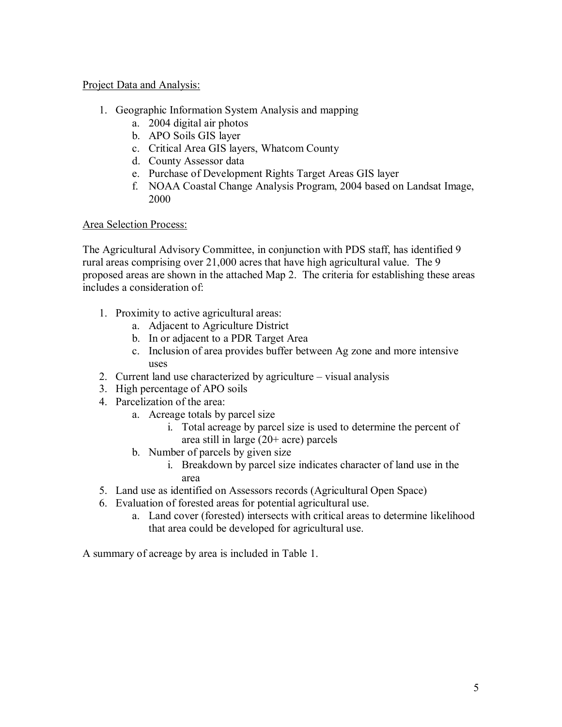Project Data and Analysis:

1. Geographic Information System Analysis and mapping
   a. 2004 digital air photos
   b. APO Soils GIS layer
   c. Critical Area GIS layers, Whatcom County
   d. County Assessor data
   e. Purchase of Development Rights Target Areas GIS layer
   f. NOAA Coastal Change Analysis Program, 2004 based on Landsat Image, 2000

Area Selection Process:

The Agricultural Advisory Committee, in conjunction with PDS staff, has identified 9 rural areas comprising over 21,000 acres that have high agricultural value. The 9 proposed areas are shown in the attached Map 2. The criteria for establishing these areas includes a consideration of:

1. Proximity to active agricultural areas:
   a. Adjacent to Agriculture District
   b. In or adjacent to a PDR Target Area
   c. Inclusion of area provides buffer between Ag zone and more intensive uses
2. Current land use characterized by agriculture – visual analysis
3. High percentage of APO soils
4. Parcelization of the area:
   a. Acreage totals by parcel size
      i. Total acreage by parcel size is used to determine the percent of area still in large (20+ acre) parcels
   b. Number of parcels by given size
      i. Breakdown by parcel size indicates character of land use in the area
5. Land use as identified on Assessors records (Agricultural Open Space)
6. Evaluation of forested areas for potential agricultural use.
   a. Land cover (forested) intersects with critical areas to determine likelihood that area could be developed for agricultural use.

A summary of acreage by area is included in Table 1.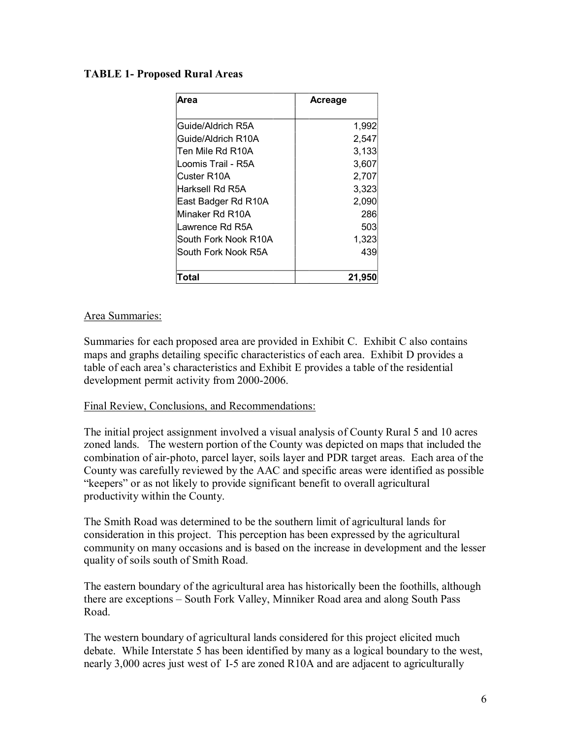**TABLE 1- Proposed Rural Areas**

| Area | Acreage |
|---|---|
| Guide/Aldrich R5A | 1,992 |
| Guide/Aldrich R10A | 2,547 |
| Ten Mile Rd R10A | 3,133 |
| Loomis Trail - R5A | 3,607 |
| Custer R10A | 2,707 |
| Harksell Rd R5A | 3,323 |
| East Badger Rd R10A | 2,090 |
| Minaker Rd R10A | 286 |
| Lawrence Rd R5A | 503 |
| South Fork Nook R10A | 1,323 |
| South Fork Nook R5A | 439 |
| **Total** | **21,950** |

Area Summaries:

Summaries for each proposed area are provided in Exhibit C. Exhibit C also contains maps and graphs detailing specific characteristics of each area. Exhibit D provides a table of each area's characteristics and Exhibit E provides a table of the residential development permit activity from 2000-2006.

Final Review, Conclusions, and Recommendations:

The initial project assignment involved a visual analysis of County Rural 5 and 10 acres zoned lands. The western portion of the County was depicted on maps that included the combination of air-photo, parcel layer, soils layer and PDR target areas. Each area of the County was carefully reviewed by the AAC and specific areas were identified as possible "keepers" or as not likely to provide significant benefit to overall agricultural productivity within the County.

The Smith Road was determined to be the southern limit of agricultural lands for consideration in this project. This perception has been expressed by the agricultural community on many occasions and is based on the increase in development and the lesser quality of soils south of Smith Road.

The eastern boundary of the agricultural area has historically been the foothills, although there are exceptions – South Fork Valley, Minniker Road area and along South Pass Road.

The western boundary of agricultural lands considered for this project elicited much debate. While Interstate 5 has been identified by many as a logical boundary to the west, nearly 3,000 acres just west of I-5 are zoned R10A and are adjacent to agriculturally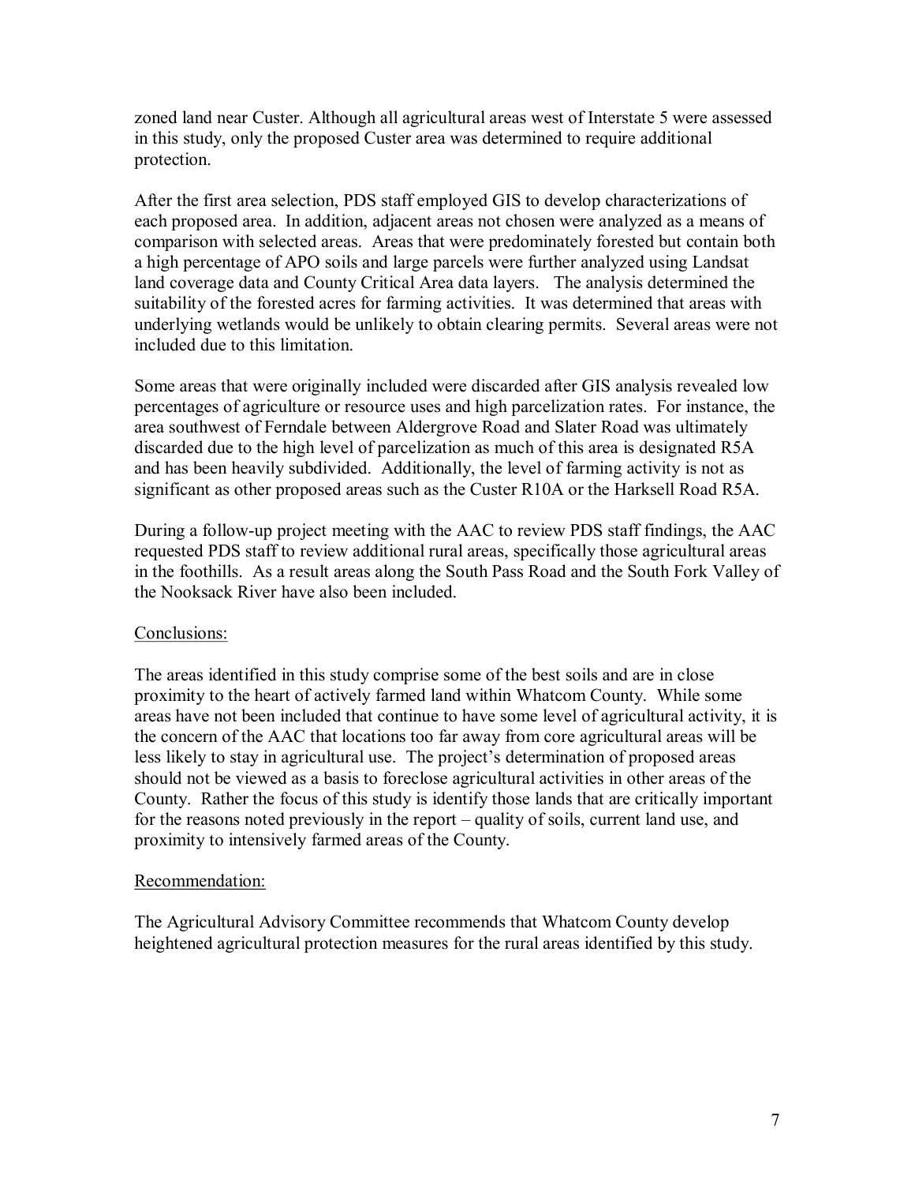zoned land near Custer. Although all agricultural areas west of Interstate 5 were assessed in this study, only the proposed Custer area was determined to require additional protection.

After the first area selection, PDS staff employed GIS to develop characterizations of each proposed area. In addition, adjacent areas not chosen were analyzed as a means of comparison with selected areas. Areas that were predominately forested but contain both a high percentage of APO soils and large parcels were further analyzed using Landsat land coverage data and County Critical Area data layers. The analysis determined the suitability of the forested acres for farming activities. It was determined that areas with underlying wetlands would be unlikely to obtain clearing permits. Several areas were not included due to this limitation.

Some areas that were originally included were discarded after GIS analysis revealed low percentages of agriculture or resource uses and high parcelization rates. For instance, the area southwest of Ferndale between Aldergrove Road and Slater Road was ultimately discarded due to the high level of parcelization as much of this area is designated R5A and has been heavily subdivided. Additionally, the level of farming activity is not as significant as other proposed areas such as the Custer R10A or the Harksell Road R5A.

During a follow-up project meeting with the AAC to review PDS staff findings, the AAC requested PDS staff to review additional rural areas, specifically those agricultural areas in the foothills. As a result areas along the South Pass Road and the South Fork Valley of the Nooksack River have also been included.

Conclusions:

The areas identified in this study comprise some of the best soils and are in close proximity to the heart of actively farmed land within Whatcom County. While some areas have not been included that continue to have some level of agricultural activity, it is the concern of the AAC that locations too far away from core agricultural areas will be less likely to stay in agricultural use. The project's determination of proposed areas should not be viewed as a basis to foreclose agricultural activities in other areas of the County. Rather the focus of this study is identify those lands that are critically important for the reasons noted previously in the report – quality of soils, current land use, and proximity to intensively farmed areas of the County.

Recommendation:

The Agricultural Advisory Committee recommends that Whatcom County develop heightened agricultural protection measures for the rural areas identified by this study.